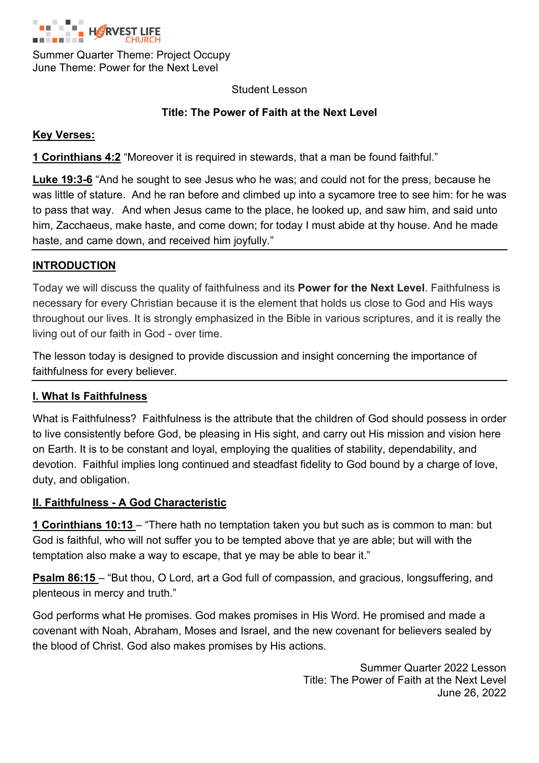HARVEST LIFE CHURCH

Summer Quarter Theme: Project Occupy
June Theme: Power for the Next Level

Student Lesson

**Title: The Power of Faith at the Next Level**

**Key Verses:**

**1 Corinthians 4:2** "Moreover it is required in stewards, that a man be found faithful."

**Luke 19:3-6** "And he sought to see Jesus who he was; and could not for the press, because he was little of stature. And he ran before and climbed up into a sycamore tree to see him: for he was to pass that way. And when Jesus came to the place, he looked up, and saw him, and said unto him, Zacchaeus, make haste, and come down; for today I must abide at thy house. And he made haste, and came down, and received him joyfully."

---

## INTRODUCTION

Today we will discuss the quality of faithfulness and its **Power for the Next Level**. Faithfulness is necessary for every Christian because it is the element that holds us close to God and His ways throughout our lives. It is strongly emphasized in the Bible in various scriptures, and it is really the living out of our faith in God - over time.

The lesson today is designed to provide discussion and insight concerning the importance of faithfulness for every believer.

---

## I. What Is Faithfulness

What is Faithfulness? Faithfulness is the attribute that the children of God should possess in order to live consistently before God, be pleasing in His sight, and carry out His mission and vision here on Earth. It is to be constant and loyal, employing the qualities of stability, dependability, and devotion. Faithful implies long continued and steadfast fidelity to God bound by a charge of love, duty, and obligation.

## II. Faithfulness - A God Characteristic

**1 Corinthians 10:13** – "There hath no temptation taken you but such as is common to man: but God is faithful, who will not suffer you to be tempted above that ye are able; but will with the temptation also make a way to escape, that ye may be able to bear it."

**Psalm 86:15** – "But thou, O Lord, art a God full of compassion, and gracious, longsuffering, and plenteous in mercy and truth."

God performs what He promises. God makes promises in His Word. He promised and made a covenant with Noah, Abraham, Moses and Israel, and the new covenant for believers sealed by the blood of Christ. God also makes promises by His actions.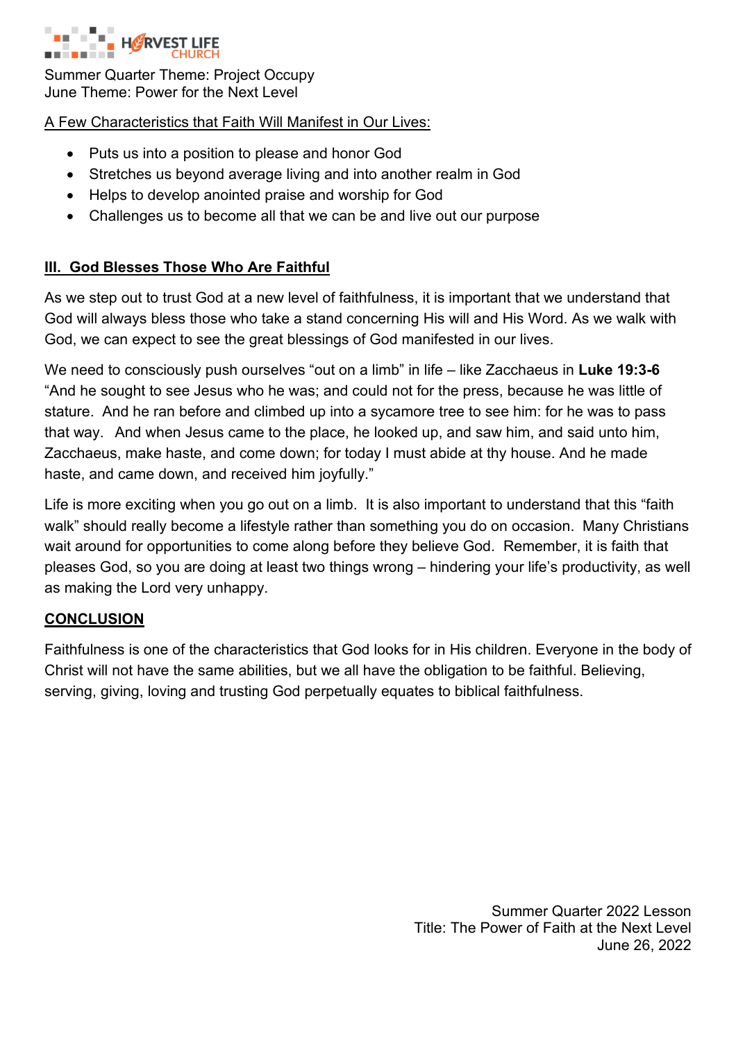Summer Quarter Theme: Project Occupy
June Theme: Power for the Next Level

A Few Characteristics that Faith Will Manifest in Our Lives:

- Puts us into a position to please and honor God
- Stretches us beyond average living and into another realm in God
- Helps to develop anointed praise and worship for God
- Challenges us to become all that we can be and live out our purpose

## III. God Blesses Those Who Are Faithful

As we step out to trust God at a new level of faithfulness, it is important that we understand that God will always bless those who take a stand concerning His will and His Word. As we walk with God, we can expect to see the great blessings of God manifested in our lives.

We need to consciously push ourselves "out on a limb" in life – like Zacchaeus in **Luke 19:3-6** "And he sought to see Jesus who he was; and could not for the press, because he was little of stature. And he ran before and climbed up into a sycamore tree to see him: for he was to pass that way. And when Jesus came to the place, he looked up, and saw him, and said unto him, Zacchaeus, make haste, and come down; for today I must abide at thy house. And he made haste, and came down, and received him joyfully."

Life is more exciting when you go out on a limb. It is also important to understand that this "faith walk" should really become a lifestyle rather than something you do on occasion. Many Christians wait around for opportunities to come along before they believe God. Remember, it is faith that pleases God, so you are doing at least two things wrong – hindering your life's productivity, as well as making the Lord very unhappy.

## CONCLUSION

Faithfulness is one of the characteristics that God looks for in His children. Everyone in the body of Christ will not have the same abilities, but we all have the obligation to be faithful. Believing, serving, giving, loving and trusting God perpetually equates to biblical faithfulness.

Summer Quarter 2022 Lesson
Title: The Power of Faith at the Next Level
June 26, 2022